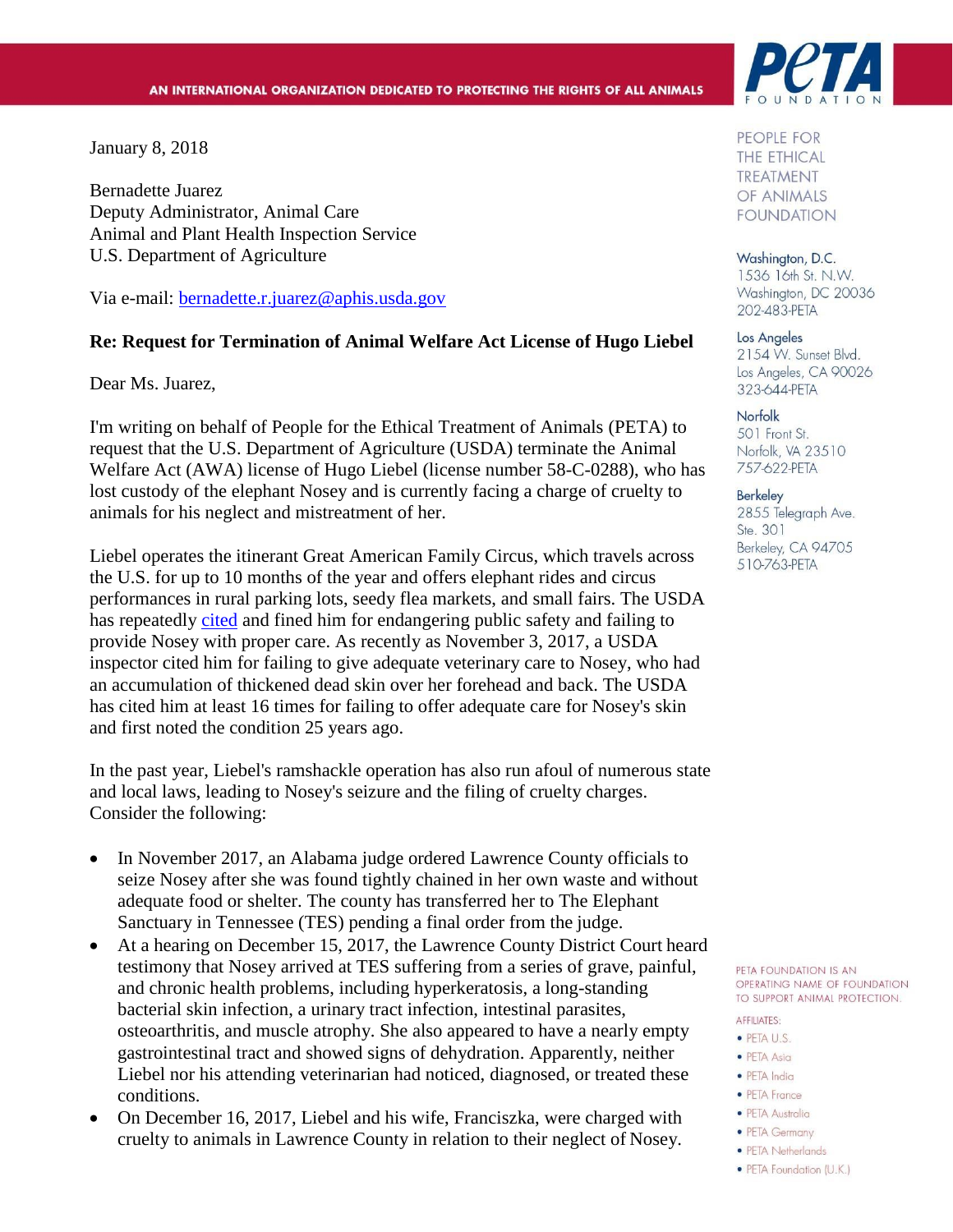AN INTERNATIONAL ORGANIZATION DEDICATED TO PROTECTING THE RIGHTS OF ALL ANIMALS

PETA FOUNDATION

PEOPLE FOR THE ETHICAL TREATMENT OF ANIMALS FOUNDATION

Washington, D.C.
1536 16th St. N.W.
Washington, DC 20036
202-483-PETA

Los Angeles
2154 W. Sunset Blvd.
Los Angeles, CA 90026
323-644-PETA

Norfolk
501 Front St.
Norfolk, VA 23510
757-622-PETA

Berkeley
2855 Telegraph Ave.
Ste. 301
Berkeley, CA 94705
510-763-PETA

January 8, 2018

Bernadette Juarez
Deputy Administrator, Animal Care
Animal and Plant Health Inspection Service
U.S. Department of Agriculture

Via e-mail: bernadette.r.juarez@aphis.usda.gov

**Re: Request for Termination of Animal Welfare Act License of Hugo Liebel**

Dear Ms. Juarez,

I'm writing on behalf of People for the Ethical Treatment of Animals (PETA) to request that the U.S. Department of Agriculture (USDA) terminate the Animal Welfare Act (AWA) license of Hugo Liebel (license number 58-C-0288), who has lost custody of the elephant Nosey and is currently facing a charge of cruelty to animals for his neglect and mistreatment of her.

Liebel operates the itinerant Great American Family Circus, which travels across the U.S. for up to 10 months of the year and offers elephant rides and circus performances in rural parking lots, seedy flea markets, and small fairs. The USDA has repeatedly cited and fined him for endangering public safety and failing to provide Nosey with proper care. As recently as November 3, 2017, a USDA inspector cited him for failing to give adequate veterinary care to Nosey, who had an accumulation of thickened dead skin over her forehead and back. The USDA has cited him at least 16 times for failing to offer adequate care for Nosey's skin and first noted the condition 25 years ago.

In the past year, Liebel's ramshackle operation has also run afoul of numerous state and local laws, leading to Nosey's seizure and the filing of cruelty charges. Consider the following:

- In November 2017, an Alabama judge ordered Lawrence County officials to seize Nosey after she was found tightly chained in her own waste and without adequate food or shelter. The county has transferred her to The Elephant Sanctuary in Tennessee (TES) pending a final order from the judge.
- At a hearing on December 15, 2017, the Lawrence County District Court heard testimony that Nosey arrived at TES suffering from a series of grave, painful, and chronic health problems, including hyperkeratosis, a long-standing bacterial skin infection, a urinary tract infection, intestinal parasites, osteoarthritis, and muscle atrophy. She also appeared to have a nearly empty gastrointestinal tract and showed signs of dehydration. Apparently, neither Liebel nor his attending veterinarian had noticed, diagnosed, or treated these conditions.
- On December 16, 2017, Liebel and his wife, Franciszka, were charged with cruelty to animals in Lawrence County in relation to their neglect of Nosey.

PETA FOUNDATION IS AN OPERATING NAME OF FOUNDATION TO SUPPORT ANIMAL PROTECTION.

AFFILIATES:
- PETA U.S.
- PETA Asia
- PETA India
- PETA France
- PETA Australia
- PETA Germany
- PETA Netherlands
- PETA Foundation (U.K.)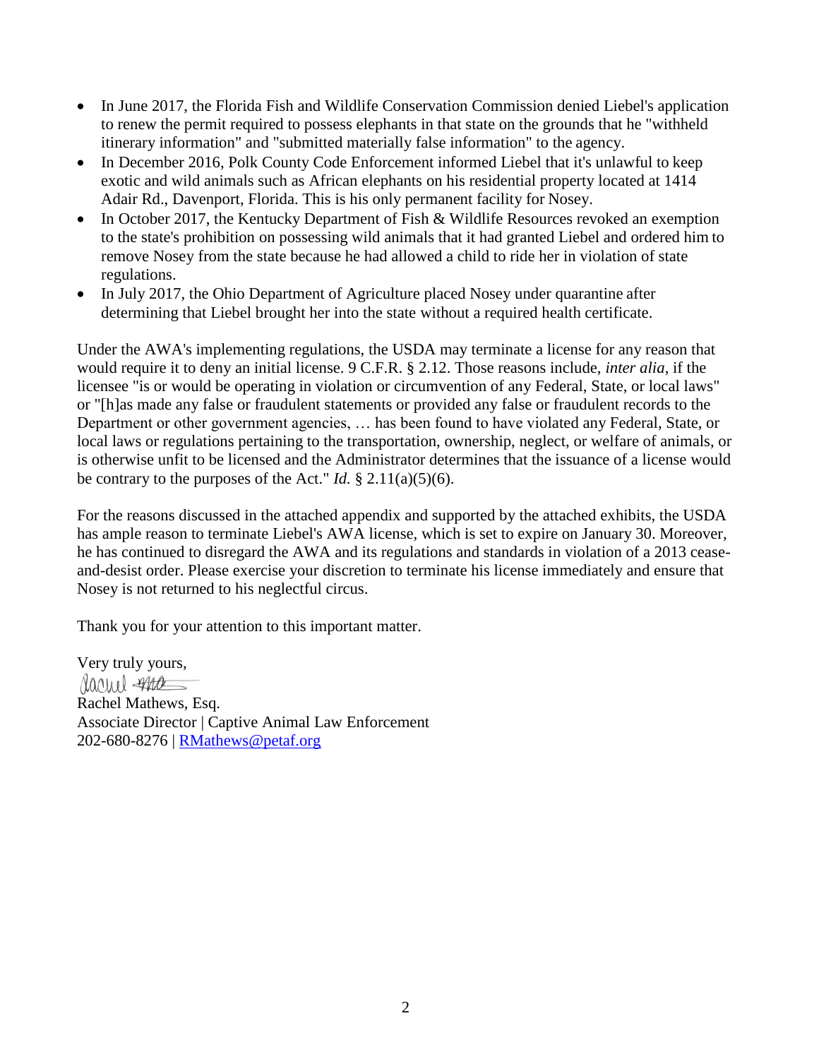- In June 2017, the Florida Fish and Wildlife Conservation Commission denied Liebel's application to renew the permit required to possess elephants in that state on the grounds that he "withheld itinerary information" and "submitted materially false information" to the agency.
- In December 2016, Polk County Code Enforcement informed Liebel that it's unlawful to keep exotic and wild animals such as African elephants on his residential property located at 1414 Adair Rd., Davenport, Florida. This is his only permanent facility for Nosey.
- In October 2017, the Kentucky Department of Fish & Wildlife Resources revoked an exemption to the state's prohibition on possessing wild animals that it had granted Liebel and ordered him to remove Nosey from the state because he had allowed a child to ride her in violation of state regulations.
- In July 2017, the Ohio Department of Agriculture placed Nosey under quarantine after determining that Liebel brought her into the state without a required health certificate.

Under the AWA's implementing regulations, the USDA may terminate a license for any reason that would require it to deny an initial license. 9 C.F.R. § 2.12. Those reasons include, *inter alia*, if the licensee "is or would be operating in violation or circumvention of any Federal, State, or local laws" or "[h]as made any false or fraudulent statements or provided any false or fraudulent records to the Department or other government agencies, … has been found to have violated any Federal, State, or local laws or regulations pertaining to the transportation, ownership, neglect, or welfare of animals, or is otherwise unfit to be licensed and the Administrator determines that the issuance of a license would be contrary to the purposes of the Act." *Id.* § 2.11(a)(5)(6).

For the reasons discussed in the attached appendix and supported by the attached exhibits, the USDA has ample reason to terminate Liebel's AWA license, which is set to expire on January 30. Moreover, he has continued to disregard the AWA and its regulations and standards in violation of a 2013 cease-and-desist order. Please exercise your discretion to terminate his license immediately and ensure that Nosey is not returned to his neglectful circus.

Thank you for your attention to this important matter.

Very truly yours,

Rachel Mathews, Esq.
Associate Director | Captive Animal Law Enforcement
202-680-8276 | RMathews@petaf.org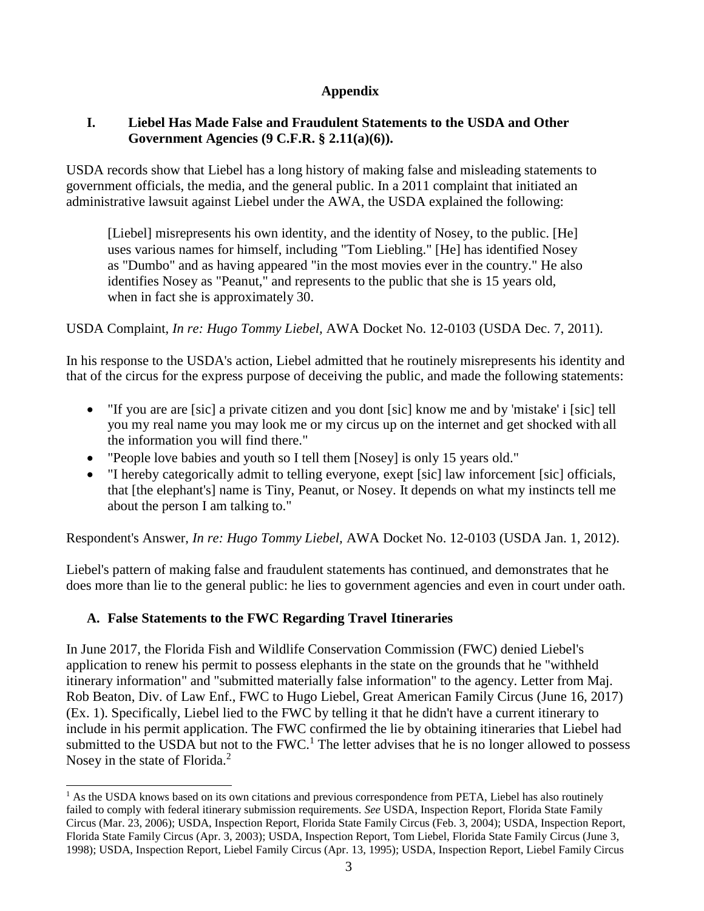# Appendix

## I. Liebel Has Made False and Fraudulent Statements to the USDA and Other Government Agencies (9 C.F.R. § 2.11(a)(6)).

USDA records show that Liebel has a long history of making false and misleading statements to government officials, the media, and the general public. In a 2011 complaint that initiated an administrative lawsuit against Liebel under the AWA, the USDA explained the following:

> [Liebel] misrepresents his own identity, and the identity of Nosey, to the public. [He] uses various names for himself, including "Tom Liebling." [He] has identified Nosey as "Dumbo" and as having appeared "in the most movies ever in the country." He also identifies Nosey as "Peanut," and represents to the public that she is 15 years old, when in fact she is approximately 30.

USDA Complaint, *In re: Hugo Tommy Liebel*, AWA Docket No. 12-0103 (USDA Dec. 7, 2011).

In his response to the USDA's action, Liebel admitted that he routinely misrepresents his identity and that of the circus for the express purpose of deceiving the public, and made the following statements:

- "If you are are [sic] a private citizen and you dont [sic] know me and by 'mistake' i [sic] tell you my real name you may look me or my circus up on the internet and get shocked with all the information you will find there."
- "People love babies and youth so I tell them [Nosey] is only 15 years old."
- "I hereby categorically admit to telling everyone, exept [sic] law inforcement [sic] officials, that [the elephant's] name is Tiny, Peanut, or Nosey. It depends on what my instincts tell me about the person I am talking to."

Respondent's Answer, *In re: Hugo Tommy Liebel*, AWA Docket No. 12-0103 (USDA Jan. 1, 2012).

Liebel's pattern of making false and fraudulent statements has continued, and demonstrates that he does more than lie to the general public: he lies to government agencies and even in court under oath.

### A. False Statements to the FWC Regarding Travel Itineraries

In June 2017, the Florida Fish and Wildlife Conservation Commission (FWC) denied Liebel's application to renew his permit to possess elephants in the state on the grounds that he "withheld itinerary information" and "submitted materially false information" to the agency. Letter from Maj. Rob Beaton, Div. of Law Enf., FWC to Hugo Liebel, Great American Family Circus (June 16, 2017) (Ex. 1). Specifically, Liebel lied to the FWC by telling it that he didn't have a current itinerary to include in his permit application. The FWC confirmed the lie by obtaining itineraries that Liebel had submitted to the USDA but not to the FWC.[1] The letter advises that he is no longer allowed to possess Nosey in the state of Florida.[2]

---

[1] As the USDA knows based on its own citations and previous correspondence from PETA, Liebel has also routinely failed to comply with federal itinerary submission requirements. *See* USDA, Inspection Report, Florida State Family Circus (Mar. 23, 2006); USDA, Inspection Report, Florida State Family Circus (Feb. 3, 2004); USDA, Inspection Report, Florida State Family Circus (Apr. 3, 2003); USDA, Inspection Report, Tom Liebel, Florida State Family Circus (June 3, 1998); USDA, Inspection Report, Liebel Family Circus (Apr. 13, 1995); USDA, Inspection Report, Liebel Family Circus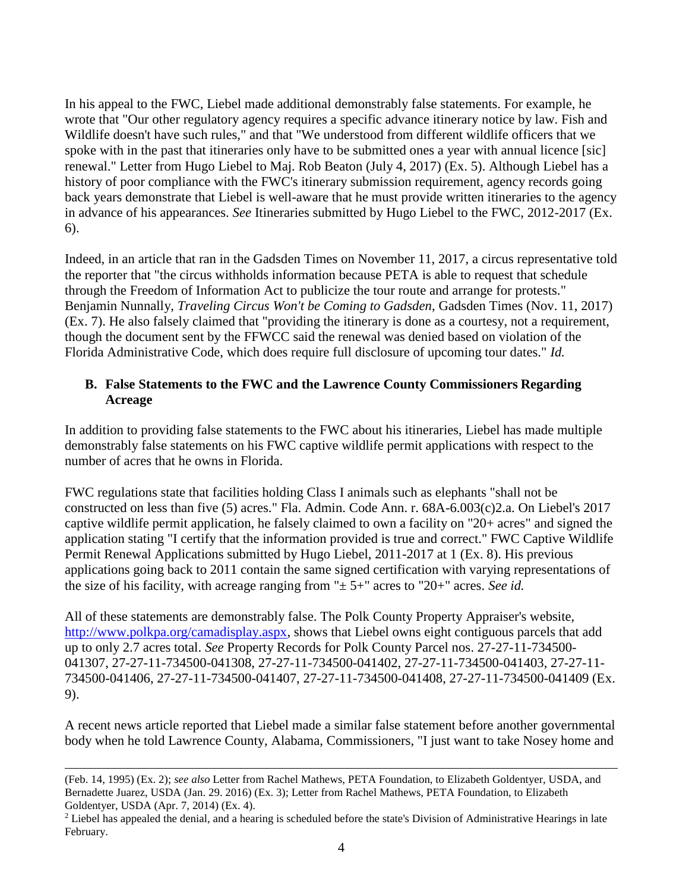In his appeal to the FWC, Liebel made additional demonstrably false statements. For example, he wrote that "Our other regulatory agency requires a specific advance itinerary notice by law. Fish and Wildlife doesn't have such rules," and that "We understood from different wildlife officers that we spoke with in the past that itineraries only have to be submitted ones a year with annual licence [sic] renewal." Letter from Hugo Liebel to Maj. Rob Beaton (July 4, 2017) (Ex. 5). Although Liebel has a history of poor compliance with the FWC's itinerary submission requirement, agency records going back years demonstrate that Liebel is well-aware that he must provide written itineraries to the agency in advance of his appearances. *See* Itineraries submitted by Hugo Liebel to the FWC, 2012-2017 (Ex. 6).

Indeed, in an article that ran in the Gadsden Times on November 11, 2017, a circus representative told the reporter that "the circus withholds information because PETA is able to request that schedule through the Freedom of Information Act to publicize the tour route and arrange for protests." Benjamin Nunnally, *Traveling Circus Won't be Coming to Gadsden*, Gadsden Times (Nov. 11, 2017) (Ex. 7). He also falsely claimed that "providing the itinerary is done as a courtesy, not a requirement, though the document sent by the FFWCC said the renewal was denied based on violation of the Florida Administrative Code, which does require full disclosure of upcoming tour dates." *Id.*

### B. False Statements to the FWC and the Lawrence County Commissioners Regarding Acreage

In addition to providing false statements to the FWC about his itineraries, Liebel has made multiple demonstrably false statements on his FWC captive wildlife permit applications with respect to the number of acres that he owns in Florida.

FWC regulations state that facilities holding Class I animals such as elephants "shall not be constructed on less than five (5) acres." Fla. Admin. Code Ann. r. 68A-6.003(c)2.a. On Liebel's 2017 captive wildlife permit application, he falsely claimed to own a facility on "20+ acres" and signed the application stating "I certify that the information provided is true and correct." FWC Captive Wildlife Permit Renewal Applications submitted by Hugo Liebel, 2011-2017 at 1 (Ex. 8). His previous applications going back to 2011 contain the same signed certification with varying representations of the size of his facility, with acreage ranging from "± 5+" acres to "20+" acres. *See id.*

All of these statements are demonstrably false. The Polk County Property Appraiser's website, http://www.polkpa.org/camadisplay.aspx, shows that Liebel owns eight contiguous parcels that add up to only 2.7 acres total. *See* Property Records for Polk County Parcel nos. 27-27-11-734500-041307, 27-27-11-734500-041308, 27-27-11-734500-041402, 27-27-11-734500-041403, 27-27-11-734500-041406, 27-27-11-734500-041407, 27-27-11-734500-041408, 27-27-11-734500-041409 (Ex. 9).

A recent news article reported that Liebel made a similar false statement before another governmental body when he told Lawrence County, Alabama, Commissioners, "I just want to take Nosey home and

---

(Feb. 14, 1995) (Ex. 2); *see also* Letter from Rachel Mathews, PETA Foundation, to Elizabeth Goldentyer, USDA, and Bernadette Juarez, USDA (Jan. 29. 2016) (Ex. 3); Letter from Rachel Mathews, PETA Foundation, to Elizabeth Goldentyer, USDA (Apr. 7, 2014) (Ex. 4).

[2] Liebel has appealed the denial, and a hearing is scheduled before the state's Division of Administrative Hearings in late February.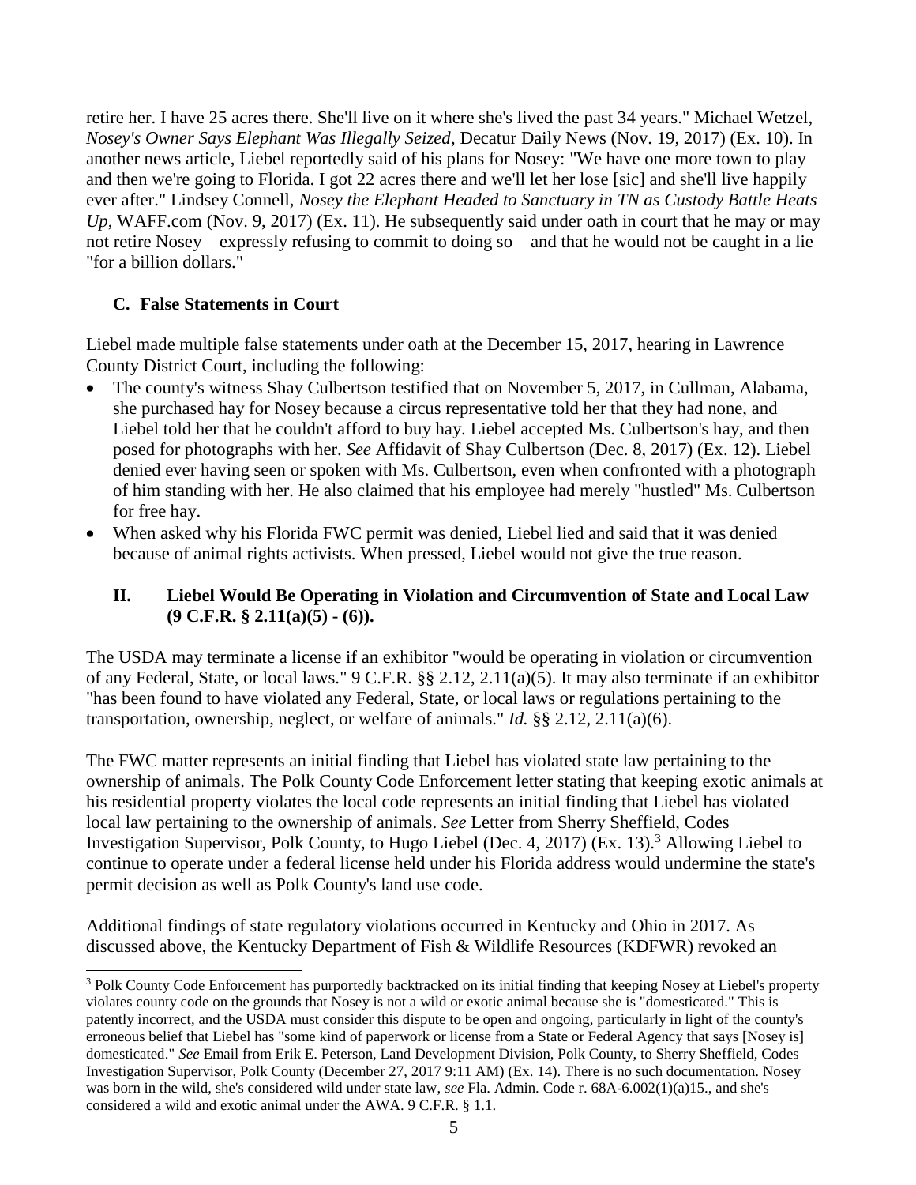retire her. I have 25 acres there. She'll live on it where she's lived the past 34 years." Michael Wetzel, *Nosey's Owner Says Elephant Was Illegally Seized*, Decatur Daily News (Nov. 19, 2017) (Ex. 10). In another news article, Liebel reportedly said of his plans for Nosey: "We have one more town to play and then we're going to Florida. I got 22 acres there and we'll let her lose [sic] and she'll live happily ever after." Lindsey Connell, *Nosey the Elephant Headed to Sanctuary in TN as Custody Battle Heats Up*, WAFF.com (Nov. 9, 2017) (Ex. 11). He subsequently said under oath in court that he may or may not retire Nosey—expressly refusing to commit to doing so—and that he would not be caught in a lie "for a billion dollars."

### C. False Statements in Court

Liebel made multiple false statements under oath at the December 15, 2017, hearing in Lawrence County District Court, including the following:

- The county's witness Shay Culbertson testified that on November 5, 2017, in Cullman, Alabama, she purchased hay for Nosey because a circus representative told her that they had none, and Liebel told her that he couldn't afford to buy hay. Liebel accepted Ms. Culbertson's hay, and then posed for photographs with her. *See* Affidavit of Shay Culbertson (Dec. 8, 2017) (Ex. 12). Liebel denied ever having seen or spoken with Ms. Culbertson, even when confronted with a photograph of him standing with her. He also claimed that his employee had merely "hustled" Ms. Culbertson for free hay.
- When asked why his Florida FWC permit was denied, Liebel lied and said that it was denied because of animal rights activists. When pressed, Liebel would not give the true reason.

## II. Liebel Would Be Operating in Violation and Circumvention of State and Local Law (9 C.F.R. § 2.11(a)(5) - (6)).

The USDA may terminate a license if an exhibitor "would be operating in violation or circumvention of any Federal, State, or local laws." 9 C.F.R. §§ 2.12, 2.11(a)(5). It may also terminate if an exhibitor "has been found to have violated any Federal, State, or local laws or regulations pertaining to the transportation, ownership, neglect, or welfare of animals." *Id.* §§ 2.12, 2.11(a)(6).

The FWC matter represents an initial finding that Liebel has violated state law pertaining to the ownership of animals. The Polk County Code Enforcement letter stating that keeping exotic animals at his residential property violates the local code represents an initial finding that Liebel has violated local law pertaining to the ownership of animals. *See* Letter from Sherry Sheffield, Codes Investigation Supervisor, Polk County, to Hugo Liebel (Dec. 4, 2017) (Ex. 13).[3] Allowing Liebel to continue to operate under a federal license held under his Florida address would undermine the state's permit decision as well as Polk County's land use code.

Additional findings of state regulatory violations occurred in Kentucky and Ohio in 2017. As discussed above, the Kentucky Department of Fish & Wildlife Resources (KDFWR) revoked an

---

[3] Polk County Code Enforcement has purportedly backtracked on its initial finding that keeping Nosey at Liebel's property violates county code on the grounds that Nosey is not a wild or exotic animal because she is "domesticated." This is patently incorrect, and the USDA must consider this dispute to be open and ongoing, particularly in light of the county's erroneous belief that Liebel has "some kind of paperwork or license from a State or Federal Agency that says [Nosey is] domesticated." *See* Email from Erik E. Peterson, Land Development Division, Polk County, to Sherry Sheffield, Codes Investigation Supervisor, Polk County (December 27, 2017 9:11 AM) (Ex. 14). There is no such documentation. Nosey was born in the wild, she's considered wild under state law, *see* Fla. Admin. Code r. 68A-6.002(1)(a)15., and she's considered a wild and exotic animal under the AWA. 9 C.F.R. § 1.1.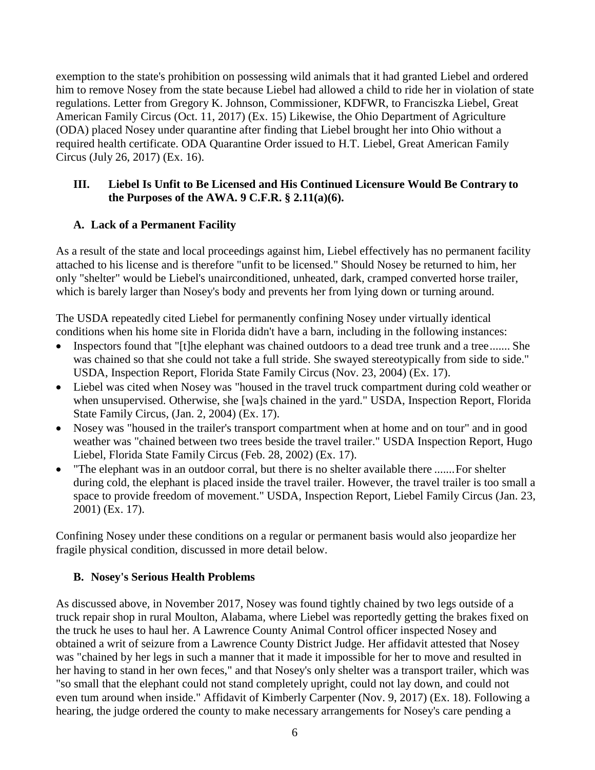exemption to the state's prohibition on possessing wild animals that it had granted Liebel and ordered him to remove Nosey from the state because Liebel had allowed a child to ride her in violation of state regulations. Letter from Gregory K. Johnson, Commissioner, KDFWR, to Franciszka Liebel, Great American Family Circus (Oct. 11, 2017) (Ex. 15) Likewise, the Ohio Department of Agriculture (ODA) placed Nosey under quarantine after finding that Liebel brought her into Ohio without a required health certificate. ODA Quarantine Order issued to H.T. Liebel, Great American Family Circus (July 26, 2017) (Ex. 16).

## III. Liebel Is Unfit to Be Licensed and His Continued Licensure Would Be Contrary to the Purposes of the AWA. 9 C.F.R. § 2.11(a)(6).

### A. Lack of a Permanent Facility

As a result of the state and local proceedings against him, Liebel effectively has no permanent facility attached to his license and is therefore "unfit to be licensed." Should Nosey be returned to him, her only "shelter" would be Liebel's unairconditioned, unheated, dark, cramped converted horse trailer, which is barely larger than Nosey's body and prevents her from lying down or turning around.

The USDA repeatedly cited Liebel for permanently confining Nosey under virtually identical conditions when his home site in Florida didn't have a barn, including in the following instances:

- Inspectors found that "[t]he elephant was chained outdoors to a dead tree trunk and a tree....... She was chained so that she could not take a full stride. She swayed stereotypically from side to side." USDA, Inspection Report, Florida State Family Circus (Nov. 23, 2004) (Ex. 17).
- Liebel was cited when Nosey was "housed in the travel truck compartment during cold weather or when unsupervised. Otherwise, she [wa]s chained in the yard." USDA, Inspection Report, Florida State Family Circus, (Jan. 2, 2004) (Ex. 17).
- Nosey was "housed in the trailer's transport compartment when at home and on tour" and in good weather was "chained between two trees beside the travel trailer." USDA Inspection Report, Hugo Liebel, Florida State Family Circus (Feb. 28, 2002) (Ex. 17).
- "The elephant was in an outdoor corral, but there is no shelter available there .......For shelter during cold, the elephant is placed inside the travel trailer. However, the travel trailer is too small a space to provide freedom of movement." USDA, Inspection Report, Liebel Family Circus (Jan. 23, 2001) (Ex. 17).

Confining Nosey under these conditions on a regular or permanent basis would also jeopardize her fragile physical condition, discussed in more detail below.

### B. Nosey's Serious Health Problems

As discussed above, in November 2017, Nosey was found tightly chained by two legs outside of a truck repair shop in rural Moulton, Alabama, where Liebel was reportedly getting the brakes fixed on the truck he uses to haul her. A Lawrence County Animal Control officer inspected Nosey and obtained a writ of seizure from a Lawrence County District Judge. Her affidavit attested that Nosey was "chained by her legs in such a manner that it made it impossible for her to move and resulted in her having to stand in her own feces," and that Nosey's only shelter was a transport trailer, which was "so small that the elephant could not stand completely upright, could not lay down, and could not even tum around when inside." Affidavit of Kimberly Carpenter (Nov. 9, 2017) (Ex. 18). Following a hearing, the judge ordered the county to make necessary arrangements for Nosey's care pending a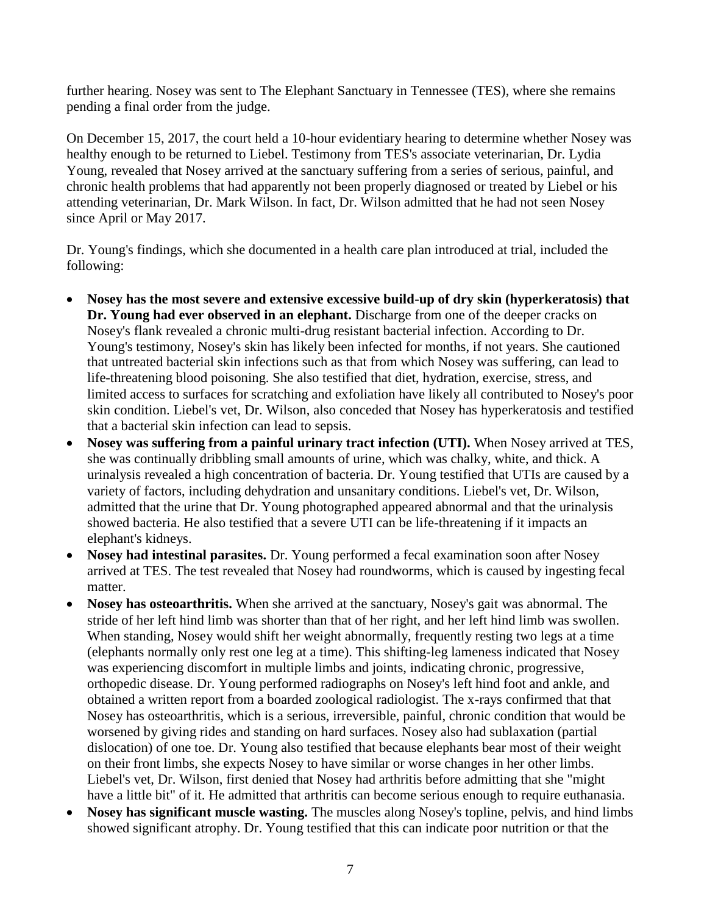further hearing. Nosey was sent to The Elephant Sanctuary in Tennessee (TES), where she remains pending a final order from the judge.

On December 15, 2017, the court held a 10-hour evidentiary hearing to determine whether Nosey was healthy enough to be returned to Liebel. Testimony from TES's associate veterinarian, Dr. Lydia Young, revealed that Nosey arrived at the sanctuary suffering from a series of serious, painful, and chronic health problems that had apparently not been properly diagnosed or treated by Liebel or his attending veterinarian, Dr. Mark Wilson. In fact, Dr. Wilson admitted that he had not seen Nosey since April or May 2017.

Dr. Young's findings, which she documented in a health care plan introduced at trial, included the following:

- **Nosey has the most severe and extensive excessive build-up of dry skin (hyperkeratosis) that Dr. Young had ever observed in an elephant.** Discharge from one of the deeper cracks on Nosey's flank revealed a chronic multi-drug resistant bacterial infection. According to Dr. Young's testimony, Nosey's skin has likely been infected for months, if not years. She cautioned that untreated bacterial skin infections such as that from which Nosey was suffering, can lead to life-threatening blood poisoning. She also testified that diet, hydration, exercise, stress, and limited access to surfaces for scratching and exfoliation have likely all contributed to Nosey's poor skin condition. Liebel's vet, Dr. Wilson, also conceded that Nosey has hyperkeratosis and testified that a bacterial skin infection can lead to sepsis.
- **Nosey was suffering from a painful urinary tract infection (UTI).** When Nosey arrived at TES, she was continually dribbling small amounts of urine, which was chalky, white, and thick. A urinalysis revealed a high concentration of bacteria. Dr. Young testified that UTIs are caused by a variety of factors, including dehydration and unsanitary conditions. Liebel's vet, Dr. Wilson, admitted that the urine that Dr. Young photographed appeared abnormal and that the urinalysis showed bacteria. He also testified that a severe UTI can be life-threatening if it impacts an elephant's kidneys.
- **Nosey had intestinal parasites.** Dr. Young performed a fecal examination soon after Nosey arrived at TES. The test revealed that Nosey had roundworms, which is caused by ingesting fecal matter.
- **Nosey has osteoarthritis.** When she arrived at the sanctuary, Nosey's gait was abnormal. The stride of her left hind limb was shorter than that of her right, and her left hind limb was swollen. When standing, Nosey would shift her weight abnormally, frequently resting two legs at a time (elephants normally only rest one leg at a time). This shifting-leg lameness indicated that Nosey was experiencing discomfort in multiple limbs and joints, indicating chronic, progressive, orthopedic disease. Dr. Young performed radiographs on Nosey's left hind foot and ankle, and obtained a written report from a boarded zoological radiologist. The x-rays confirmed that that Nosey has osteoarthritis, which is a serious, irreversible, painful, chronic condition that would be worsened by giving rides and standing on hard surfaces. Nosey also had sublaxation (partial dislocation) of one toe. Dr. Young also testified that because elephants bear most of their weight on their front limbs, she expects Nosey to have similar or worse changes in her other limbs. Liebel's vet, Dr. Wilson, first denied that Nosey had arthritis before admitting that she "might have a little bit" of it. He admitted that arthritis can become serious enough to require euthanasia.
- **Nosey has significant muscle wasting.** The muscles along Nosey's topline, pelvis, and hind limbs showed significant atrophy. Dr. Young testified that this can indicate poor nutrition or that the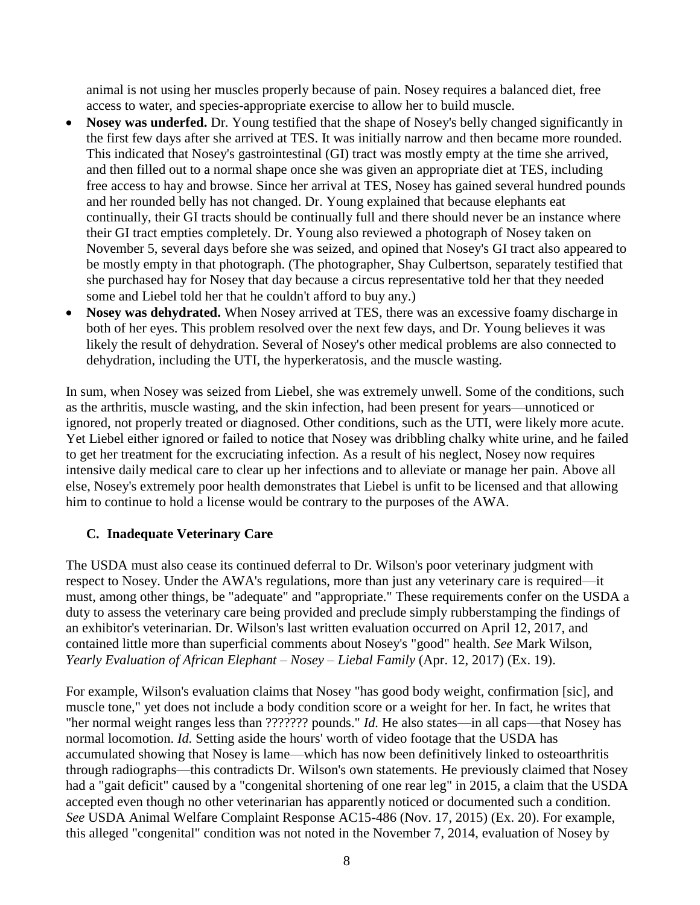animal is not using her muscles properly because of pain. Nosey requires a balanced diet, free access to water, and species-appropriate exercise to allow her to build muscle.

- **Nosey was underfed.** Dr. Young testified that the shape of Nosey's belly changed significantly in the first few days after she arrived at TES. It was initially narrow and then became more rounded. This indicated that Nosey's gastrointestinal (GI) tract was mostly empty at the time she arrived, and then filled out to a normal shape once she was given an appropriate diet at TES, including free access to hay and browse. Since her arrival at TES, Nosey has gained several hundred pounds and her rounded belly has not changed. Dr. Young explained that because elephants eat continually, their GI tracts should be continually full and there should never be an instance where their GI tract empties completely. Dr. Young also reviewed a photograph of Nosey taken on November 5, several days before she was seized, and opined that Nosey's GI tract also appeared to be mostly empty in that photograph. (The photographer, Shay Culbertson, separately testified that she purchased hay for Nosey that day because a circus representative told her that they needed some and Liebel told her that he couldn't afford to buy any.)
- **Nosey was dehydrated.** When Nosey arrived at TES, there was an excessive foamy discharge in both of her eyes. This problem resolved over the next few days, and Dr. Young believes it was likely the result of dehydration. Several of Nosey's other medical problems are also connected to dehydration, including the UTI, the hyperkeratosis, and the muscle wasting.

In sum, when Nosey was seized from Liebel, she was extremely unwell. Some of the conditions, such as the arthritis, muscle wasting, and the skin infection, had been present for years—unnoticed or ignored, not properly treated or diagnosed. Other conditions, such as the UTI, were likely more acute. Yet Liebel either ignored or failed to notice that Nosey was dribbling chalky white urine, and he failed to get her treatment for the excruciating infection. As a result of his neglect, Nosey now requires intensive daily medical care to clear up her infections and to alleviate or manage her pain. Above all else, Nosey's extremely poor health demonstrates that Liebel is unfit to be licensed and that allowing him to continue to hold a license would be contrary to the purposes of the AWA.

### C. Inadequate Veterinary Care

The USDA must also cease its continued deferral to Dr. Wilson's poor veterinary judgment with respect to Nosey. Under the AWA's regulations, more than just any veterinary care is required—it must, among other things, be "adequate" and "appropriate." These requirements confer on the USDA a duty to assess the veterinary care being provided and preclude simply rubberstamping the findings of an exhibitor's veterinarian. Dr. Wilson's last written evaluation occurred on April 12, 2017, and contained little more than superficial comments about Nosey's "good" health. *See* Mark Wilson, *Yearly Evaluation of African Elephant – Nosey – Liebal Family* (Apr. 12, 2017) (Ex. 19).

For example, Wilson's evaluation claims that Nosey "has good body weight, confirmation [sic], and muscle tone," yet does not include a body condition score or a weight for her. In fact, he writes that "her normal weight ranges less than ??????? pounds." *Id.* He also states—in all caps—that Nosey has normal locomotion. *Id.* Setting aside the hours' worth of video footage that the USDA has accumulated showing that Nosey is lame—which has now been definitively linked to osteoarthritis through radiographs—this contradicts Dr. Wilson's own statements. He previously claimed that Nosey had a "gait deficit" caused by a "congenital shortening of one rear leg" in 2015, a claim that the USDA accepted even though no other veterinarian has apparently noticed or documented such a condition. *See* USDA Animal Welfare Complaint Response AC15-486 (Nov. 17, 2015) (Ex. 20). For example, this alleged "congenital" condition was not noted in the November 7, 2014, evaluation of Nosey by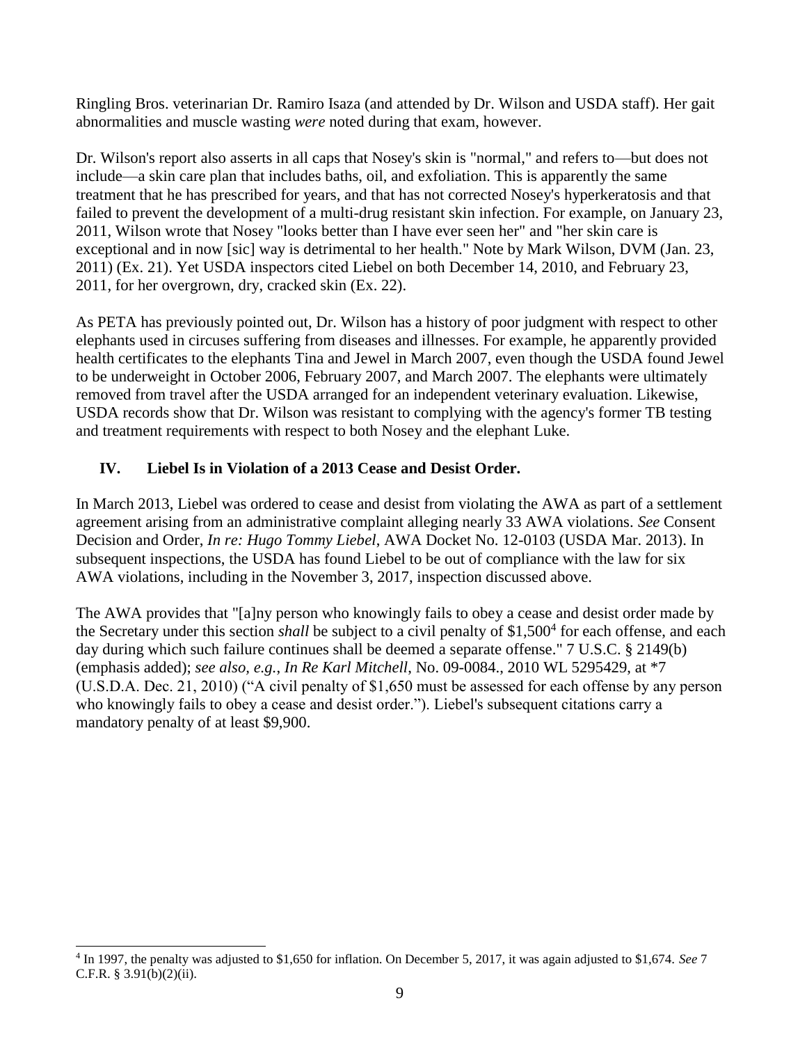Ringling Bros. veterinarian Dr. Ramiro Isaza (and attended by Dr. Wilson and USDA staff). Her gait abnormalities and muscle wasting *were* noted during that exam, however.

Dr. Wilson's report also asserts in all caps that Nosey's skin is "normal," and refers to—but does not include—a skin care plan that includes baths, oil, and exfoliation. This is apparently the same treatment that he has prescribed for years, and that has not corrected Nosey's hyperkeratosis and that failed to prevent the development of a multi-drug resistant skin infection. For example, on January 23, 2011, Wilson wrote that Nosey "looks better than I have ever seen her" and "her skin care is exceptional and in now [sic] way is detrimental to her health." Note by Mark Wilson, DVM (Jan. 23, 2011) (Ex. 21). Yet USDA inspectors cited Liebel on both December 14, 2010, and February 23, 2011, for her overgrown, dry, cracked skin (Ex. 22).

As PETA has previously pointed out, Dr. Wilson has a history of poor judgment with respect to other elephants used in circuses suffering from diseases and illnesses. For example, he apparently provided health certificates to the elephants Tina and Jewel in March 2007, even though the USDA found Jewel to be underweight in October 2006, February 2007, and March 2007. The elephants were ultimately removed from travel after the USDA arranged for an independent veterinary evaluation. Likewise, USDA records show that Dr. Wilson was resistant to complying with the agency's former TB testing and treatment requirements with respect to both Nosey and the elephant Luke.

## IV. Liebel Is in Violation of a 2013 Cease and Desist Order.

In March 2013, Liebel was ordered to cease and desist from violating the AWA as part of a settlement agreement arising from an administrative complaint alleging nearly 33 AWA violations. *See* Consent Decision and Order, *In re: Hugo Tommy Liebel*, AWA Docket No. 12-0103 (USDA Mar. 2013). In subsequent inspections, the USDA has found Liebel to be out of compliance with the law for six AWA violations, including in the November 3, 2017, inspection discussed above.

The AWA provides that "[a]ny person who knowingly fails to obey a cease and desist order made by the Secretary under this section *shall* be subject to a civil penalty of $1,500[4] for each offense, and each day during which such failure continues shall be deemed a separate offense." 7 U.S.C. § 2149(b) (emphasis added); *see also, e.g.*, *In Re Karl Mitchell*, No. 09-0084., 2010 WL 5295429, at *7 (U.S.D.A. Dec. 21, 2010) ("A civil penalty of $1,650 must be assessed for each offense by any person who knowingly fails to obey a cease and desist order."). Liebel's subsequent citations carry a mandatory penalty of at least $9,900.

[4] In 1997, the penalty was adjusted to $1,650 for inflation. On December 5, 2017, it was again adjusted to $1,674. *See* 7 C.F.R. § 3.91(b)(2)(ii).